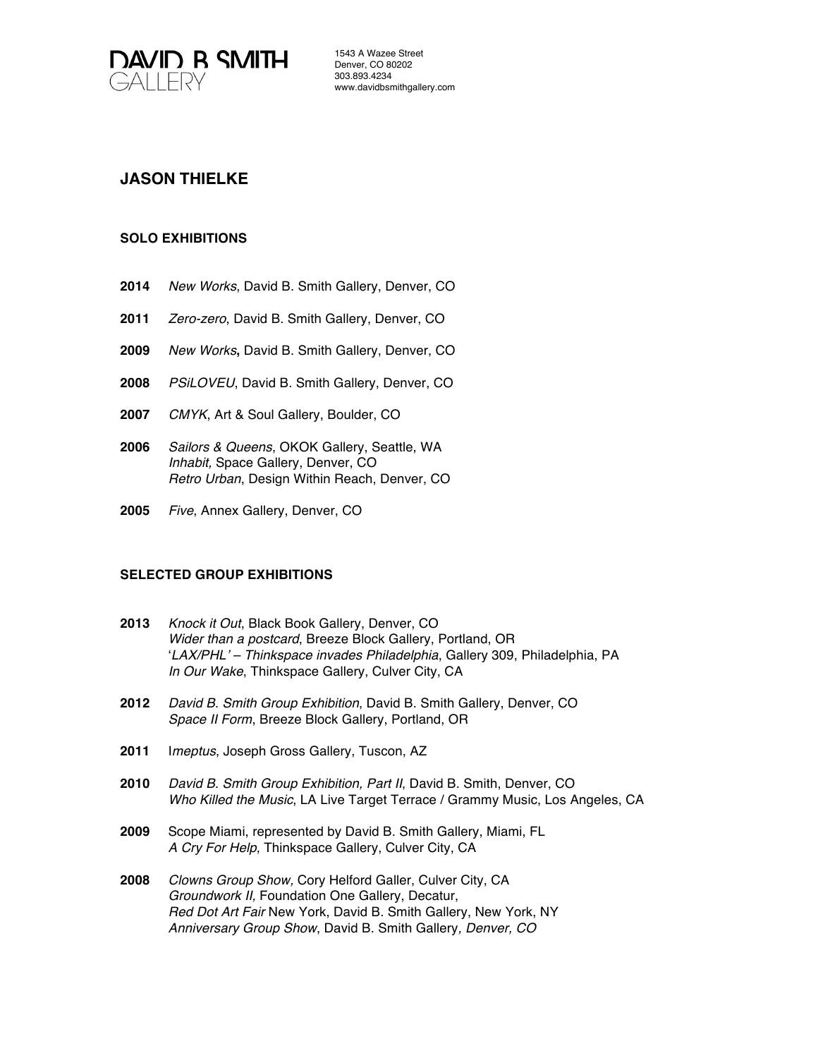DAVID B SMITH GALLERY

1543 A Wazee Street
Denver, CO 80202
303.893.4234
www.davidbsmithgallery.com

# JASON THIELKE

## SOLO EXHIBITIONS

**2014** *New Works*, David B. Smith Gallery, Denver, CO

**2011** *Zero-zero*, David B. Smith Gallery, Denver, CO

**2009** *New Works***,** David B. Smith Gallery, Denver, CO

**2008** *PSiLOVEU*, David B. Smith Gallery, Denver, CO

**2007** *CMYK*, Art & Soul Gallery, Boulder, CO

**2006** *Sailors & Queens*, OKOK Gallery, Seattle, WA
*Inhabit,* Space Gallery, Denver, CO
*Retro Urban*, Design Within Reach, Denver, CO

**2005** *Five*, Annex Gallery, Denver, CO

## SELECTED GROUP EXHIBITIONS

**2013** *Knock it Out*, Black Book Gallery, Denver, CO
*Wider than a postcard*, Breeze Block Gallery, Portland, OR
'*LAX/PHL' – Thinkspace invades Philadelphia*, Gallery 309, Philadelphia, PA
*In Our Wake*, Thinkspace Gallery, Culver City, CA

**2012** *David B. Smith Group Exhibition*, David B. Smith Gallery, Denver, CO
*Space II Form*, Breeze Block Gallery, Portland, OR

**2011** I*meptus*, Joseph Gross Gallery, Tuscon, AZ

**2010** *David B. Smith Group Exhibition, Part II*, David B. Smith, Denver, CO
*Who Killed the Music*, LA Live Target Terrace / Grammy Music, Los Angeles, CA

**2009** Scope Miami, represented by David B. Smith Gallery, Miami, FL
*A Cry For Help*, Thinkspace Gallery, Culver City, CA

**2008** *Clowns Group Show,* Cory Helford Galler, Culver City, CA
*Groundwork II,* Foundation One Gallery, Decatur,
*Red Dot Art Fair* New York, David B. Smith Gallery, New York, NY
*Anniversary Group Show*, David B. Smith Gallery*, Denver, CO*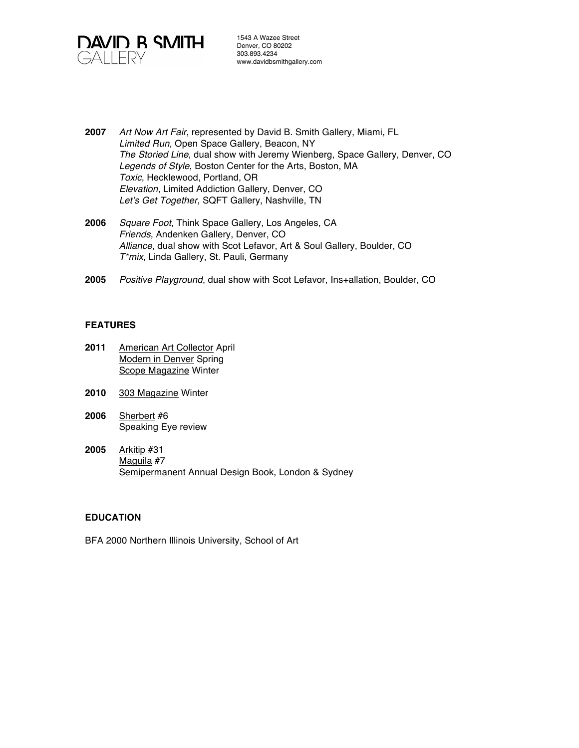**2007** *Art Now Art Fair*, represented by David B. Smith Gallery, Miami, FL
*Limited Run,* Open Space Gallery, Beacon, NY
*The Storied Line*, dual show with Jeremy Wienberg, Space Gallery, Denver, CO
*Legends of Style*, Boston Center for the Arts, Boston, MA
*Toxic*, Hecklewood, Portland, OR
*Elevation*, Limited Addiction Gallery, Denver, CO
*Let's Get Together*, SQFT Gallery, Nashville, TN

**2006** *Square Foot*, Think Space Gallery, Los Angeles, CA
*Friends*, Andenken Gallery, Denver, CO
*Alliance*, dual show with Scot Lefavor, Art & Soul Gallery, Boulder, CO
*T*mix*, Linda Gallery, St. Pauli, Germany

**2005** *Positive Playground*, dual show with Scot Lefavor, Ins+allation, Boulder, CO

## FEATURES

**2011** American Art Collector April
Modern in Denver Spring
Scope Magazine Winter

**2010** 303 Magazine Winter

**2006** Sherbert #6
Speaking Eye review

**2005** Arkitip #31
Maguila #7
Semipermanent Annual Design Book, London & Sydney

## EDUCATION

BFA 2000 Northern Illinois University, School of Art